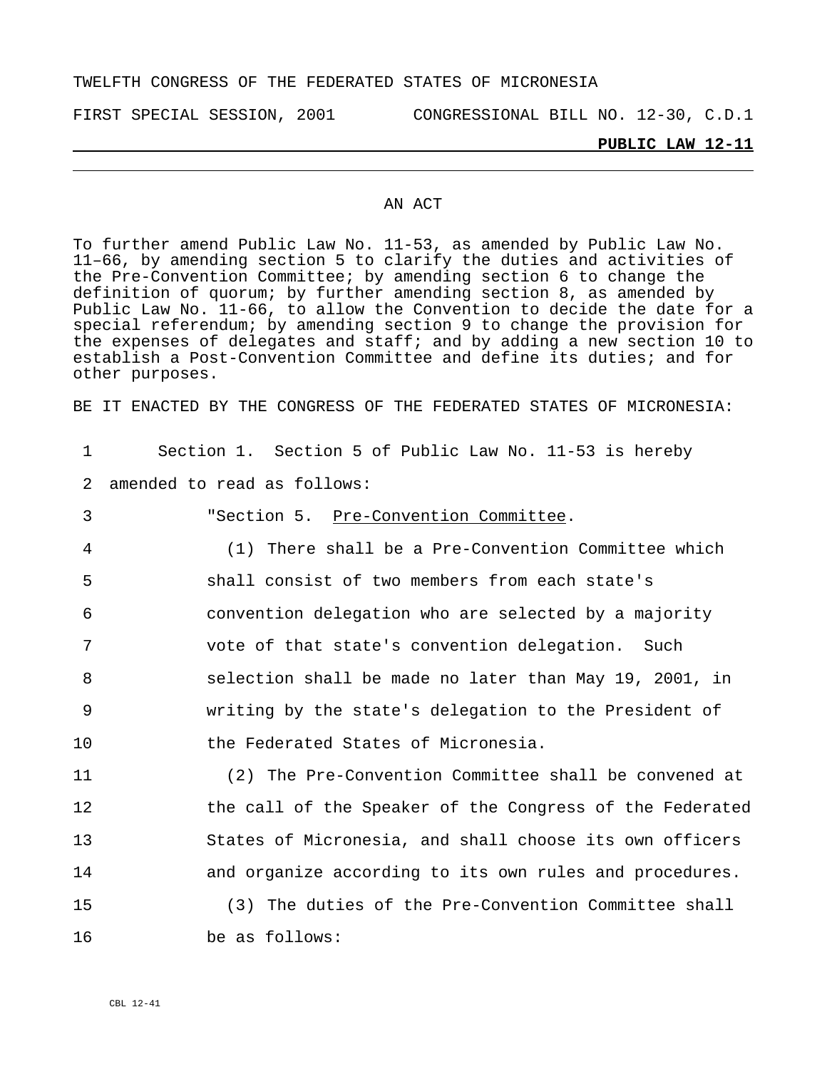TWELFTH CONGRESS OF THE FEDERATED STATES OF MICRONESIA

FIRST SPECIAL SESSION, 2001 CONGRESSIONAL BILL NO. 12-30, C.D.1

**PUBLIC LAW 12-11**

AN ACT

To further amend Public Law No. 11-53, as amended by Public Law No. 11–66, by amending section 5 to clarify the duties and activities of the Pre-Convention Committee; by amending section 6 to change the definition of quorum; by further amending section 8, as amended by Public Law No. 11-66, to allow the Convention to decide the date for a special referendum; by amending section 9 to change the provision for the expenses of delegates and staff; and by adding a new section 10 to establish a Post-Convention Committee and define its duties; and for other purposes.

BE IT ENACTED BY THE CONGRESS OF THE FEDERATED STATES OF MICRONESIA:

1 Section 1. Section 5 of Public Law No. 11-53 is hereby
2 amended to read as follows:

3 "Section 5. Pre-Convention Committee.

4 (1) There shall be a Pre-Convention Committee which
5 shall consist of two members from each state's
6 convention delegation who are selected by a majority
7 vote of that state's convention delegation. Such
8 selection shall be made no later than May 19, 2001, in
9 writing by the state's delegation to the President of
10 the Federated States of Micronesia.

11 (2) The Pre-Convention Committee shall be convened at
12 the call of the Speaker of the Congress of the Federated
13 States of Micronesia, and shall choose its own officers
14 and organize according to its own rules and procedures.

15 (3) The duties of the Pre-Convention Committee shall
16 be as follows:

CBL 12-41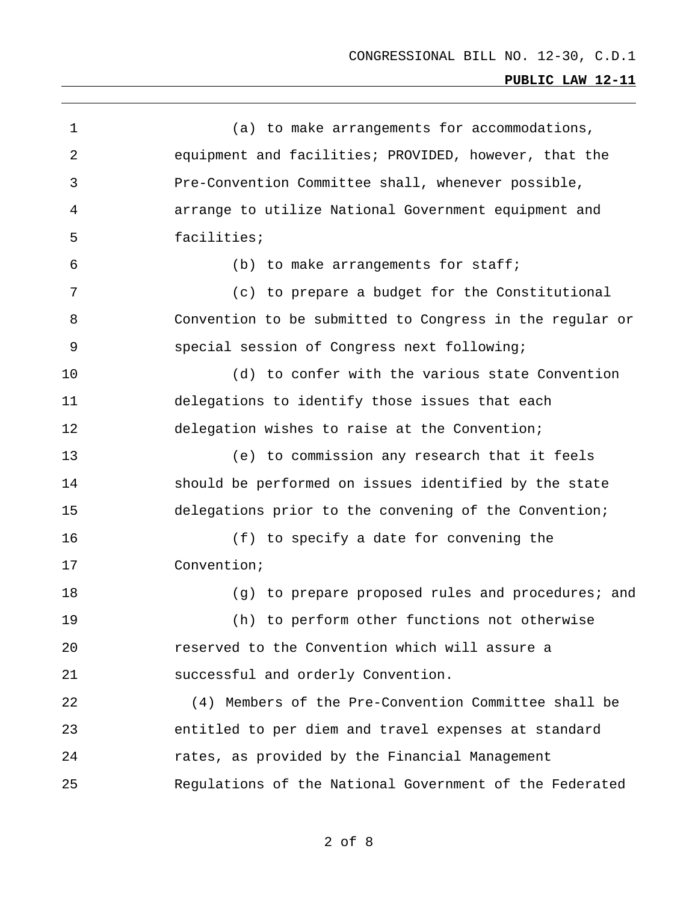(a) to make arrangements for accommodations, equipment and facilities; PROVIDED, however, that the Pre-Convention Committee shall, whenever possible, arrange to utilize National Government equipment and facilities;

(b) to make arrangements for staff;

(c) to prepare a budget for the Constitutional Convention to be submitted to Congress in the regular or special session of Congress next following;

(d) to confer with the various state Convention delegations to identify those issues that each delegation wishes to raise at the Convention;

(e) to commission any research that it feels should be performed on issues identified by the state delegations prior to the convening of the Convention;

(f) to specify a date for convening the Convention;

(g) to prepare proposed rules and procedures; and

(h) to perform other functions not otherwise reserved to the Convention which will assure a successful and orderly Convention.

(4) Members of the Pre-Convention Committee shall be entitled to per diem and travel expenses at standard rates, as provided by the Financial Management Regulations of the National Government of the Federated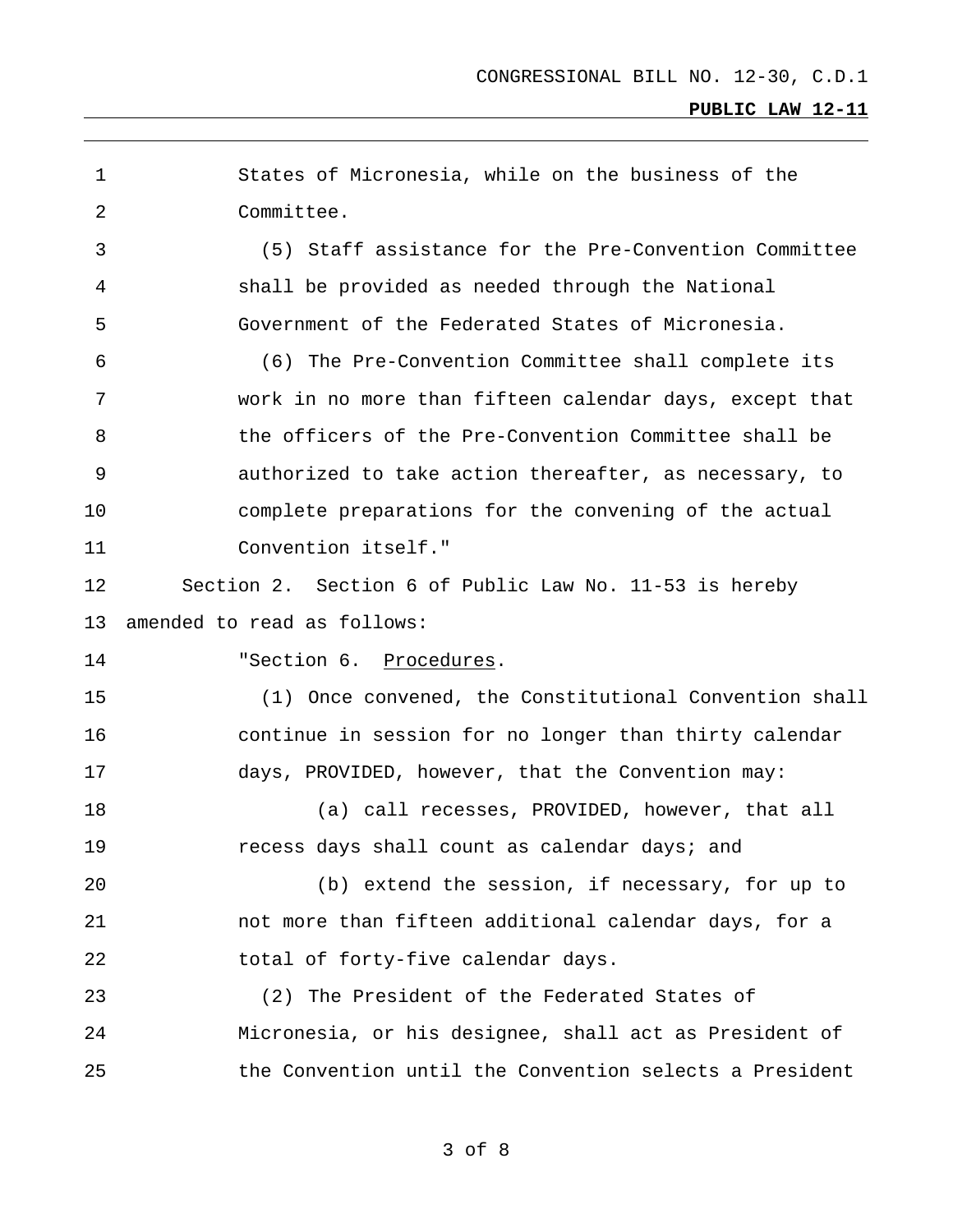States of Micronesia, while on the business of the Committee.

(5) Staff assistance for the Pre-Convention Committee shall be provided as needed through the National Government of the Federated States of Micronesia.

(6) The Pre-Convention Committee shall complete its work in no more than fifteen calendar days, except that the officers of the Pre-Convention Committee shall be authorized to take action thereafter, as necessary, to complete preparations for the convening of the actual Convention itself."

Section 2. Section 6 of Public Law No. 11-53 is hereby amended to read as follows:

"Section 6. Procedures.

(1) Once convened, the Constitutional Convention shall continue in session for no longer than thirty calendar days, PROVIDED, however, that the Convention may:

(a) call recesses, PROVIDED, however, that all recess days shall count as calendar days; and

(b) extend the session, if necessary, for up to not more than fifteen additional calendar days, for a total of forty-five calendar days.

(2) The President of the Federated States of Micronesia, or his designee, shall act as President of the Convention until the Convention selects a President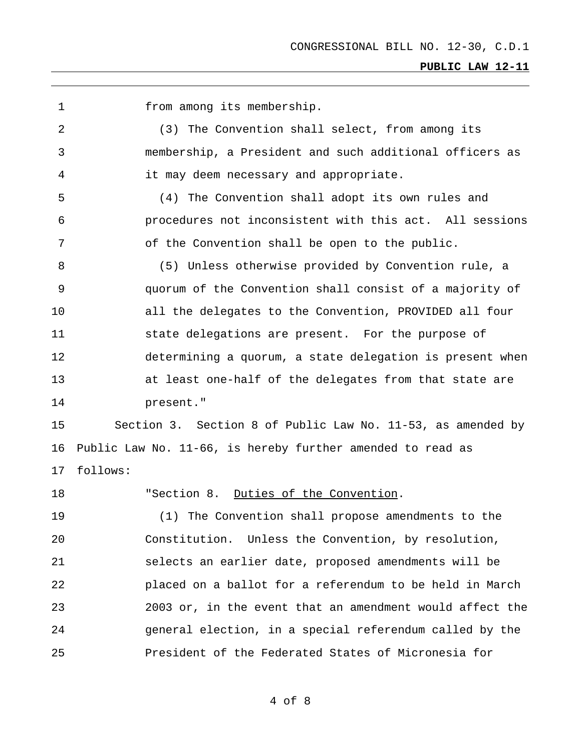from among its membership.

(3) The Convention shall select, from among its membership, a President and such additional officers as it may deem necessary and appropriate.

(4) The Convention shall adopt its own rules and procedures not inconsistent with this act. All sessions of the Convention shall be open to the public.

(5) Unless otherwise provided by Convention rule, a quorum of the Convention shall consist of a majority of all the delegates to the Convention, PROVIDED all four state delegations are present. For the purpose of determining a quorum, a state delegation is present when at least one-half of the delegates from that state are present."

Section 3. Section 8 of Public Law No. 11-53, as amended by Public Law No. 11-66, is hereby further amended to read as follows:

"Section 8. Duties of the Convention.

(1) The Convention shall propose amendments to the Constitution. Unless the Convention, by resolution, selects an earlier date, proposed amendments will be placed on a ballot for a referendum to be held in March 2003 or, in the event that an amendment would affect the general election, in a special referendum called by the President of the Federated States of Micronesia for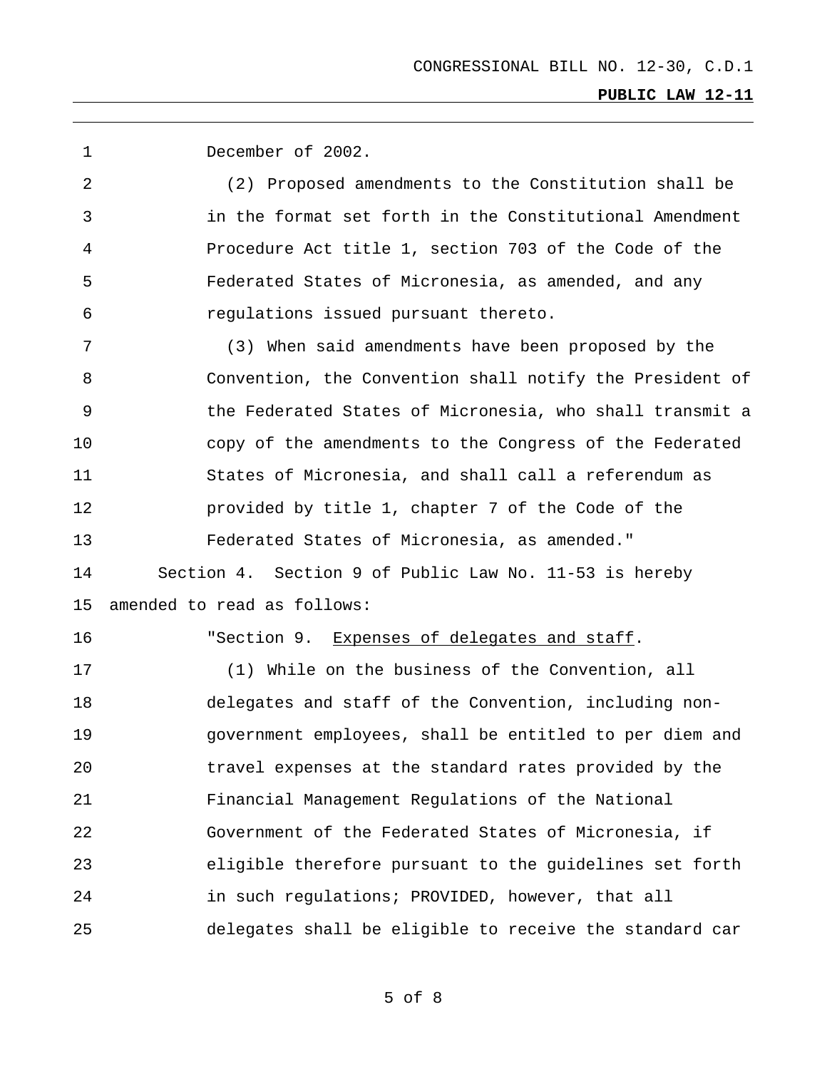December of 2002.

(2) Proposed amendments to the Constitution shall be in the format set forth in the Constitutional Amendment Procedure Act title 1, section 703 of the Code of the Federated States of Micronesia, as amended, and any regulations issued pursuant thereto.

(3) When said amendments have been proposed by the Convention, the Convention shall notify the President of the Federated States of Micronesia, who shall transmit a copy of the amendments to the Congress of the Federated States of Micronesia, and shall call a referendum as provided by title 1, chapter 7 of the Code of the Federated States of Micronesia, as amended."

Section 4. Section 9 of Public Law No. 11-53 is hereby amended to read as follows:

"Section 9. Expenses of delegates and staff.

(1) While on the business of the Convention, all delegates and staff of the Convention, including non-government employees, shall be entitled to per diem and travel expenses at the standard rates provided by the Financial Management Regulations of the National Government of the Federated States of Micronesia, if eligible therefore pursuant to the guidelines set forth in such regulations; PROVIDED, however, that all delegates shall be eligible to receive the standard car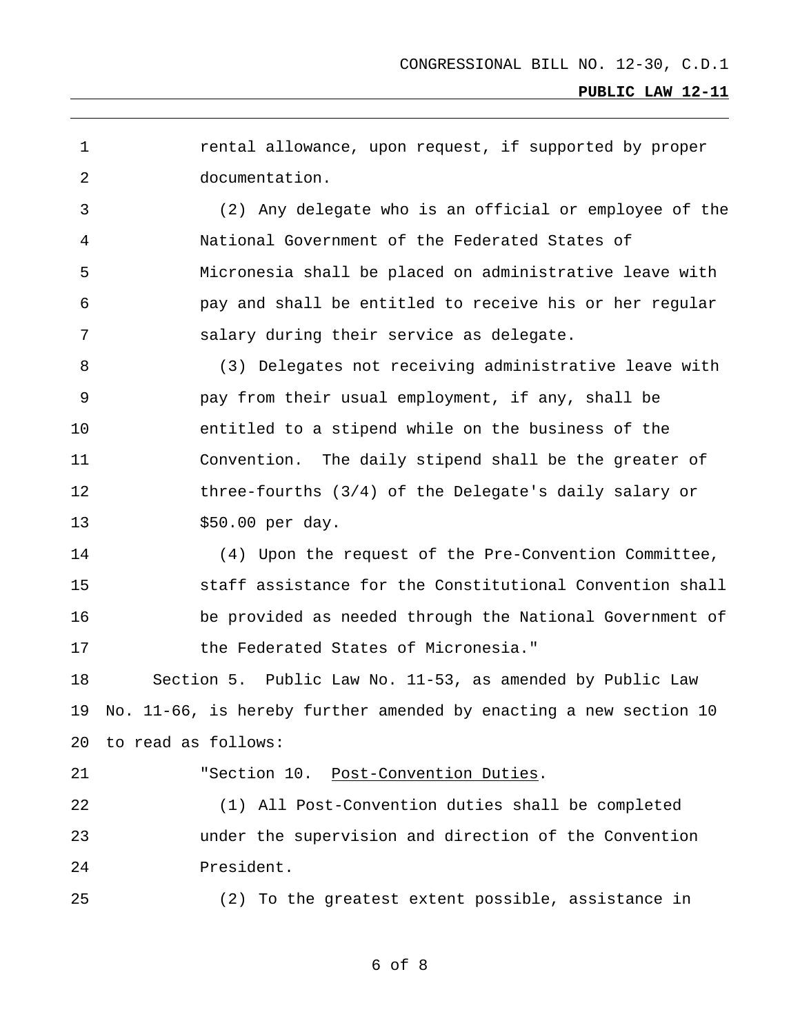rental allowance, upon request, if supported by proper documentation.

(2) Any delegate who is an official or employee of the National Government of the Federated States of Micronesia shall be placed on administrative leave with pay and shall be entitled to receive his or her regular salary during their service as delegate.

(3) Delegates not receiving administrative leave with pay from their usual employment, if any, shall be entitled to a stipend while on the business of the Convention. The daily stipend shall be the greater of three-fourths (3/4) of the Delegate's daily salary or $50.00 per day.

(4) Upon the request of the Pre-Convention Committee, staff assistance for the Constitutional Convention shall be provided as needed through the National Government of the Federated States of Micronesia."

Section 5. Public Law No. 11-53, as amended by Public Law No. 11-66, is hereby further amended by enacting a new section 10 to read as follows:

"Section 10. Post-Convention Duties.

(1) All Post-Convention duties shall be completed under the supervision and direction of the Convention President.

(2) To the greatest extent possible, assistance in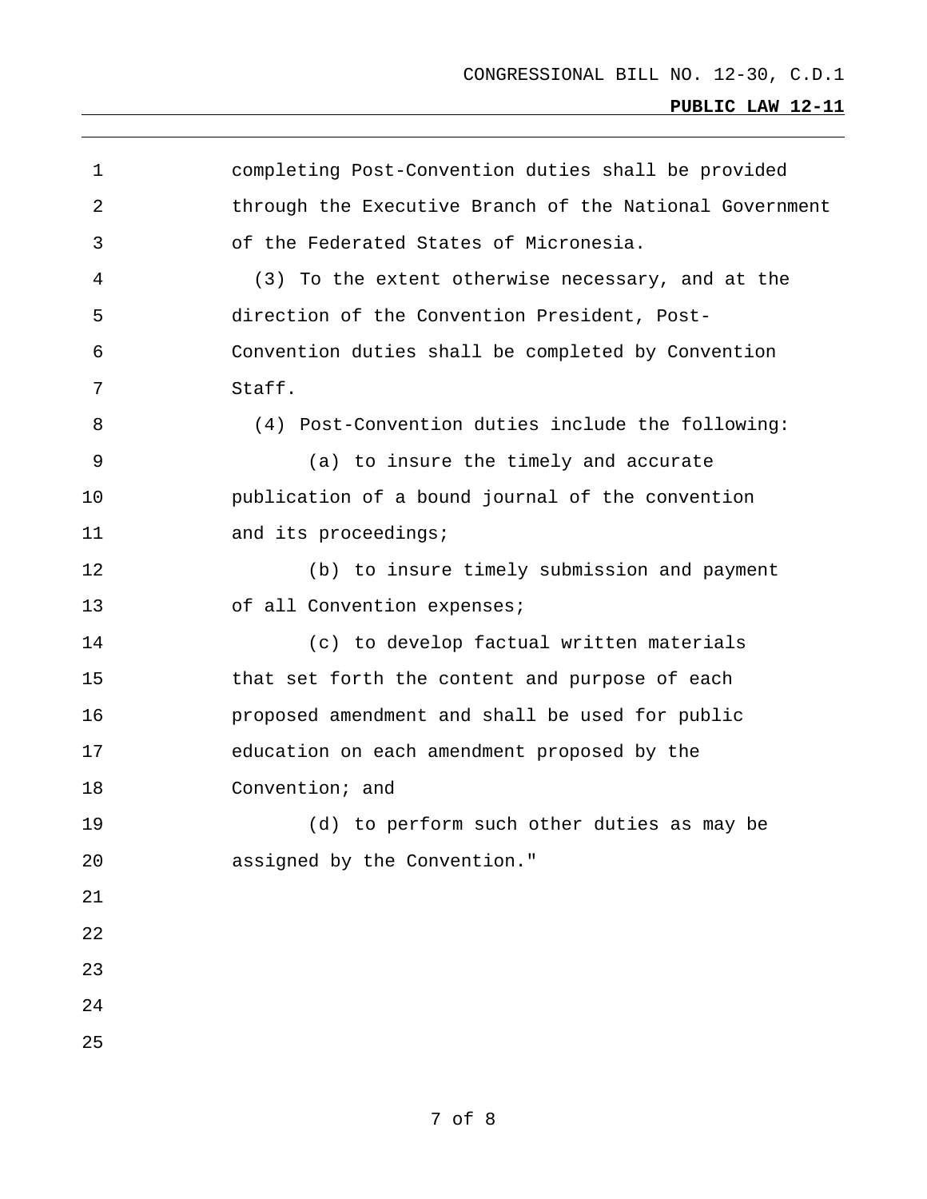completing Post-Convention duties shall be provided through the Executive Branch of the National Government of the Federated States of Micronesia.

(3) To the extent otherwise necessary, and at the direction of the Convention President, Post-Convention duties shall be completed by Convention Staff.

(4) Post-Convention duties include the following:

(a) to insure the timely and accurate publication of a bound journal of the convention and its proceedings;

(b) to insure timely submission and payment of all Convention expenses;

(c) to develop factual written materials that set forth the content and purpose of each proposed amendment and shall be used for public education on each amendment proposed by the Convention; and

(d) to perform such other duties as may be assigned by the Convention."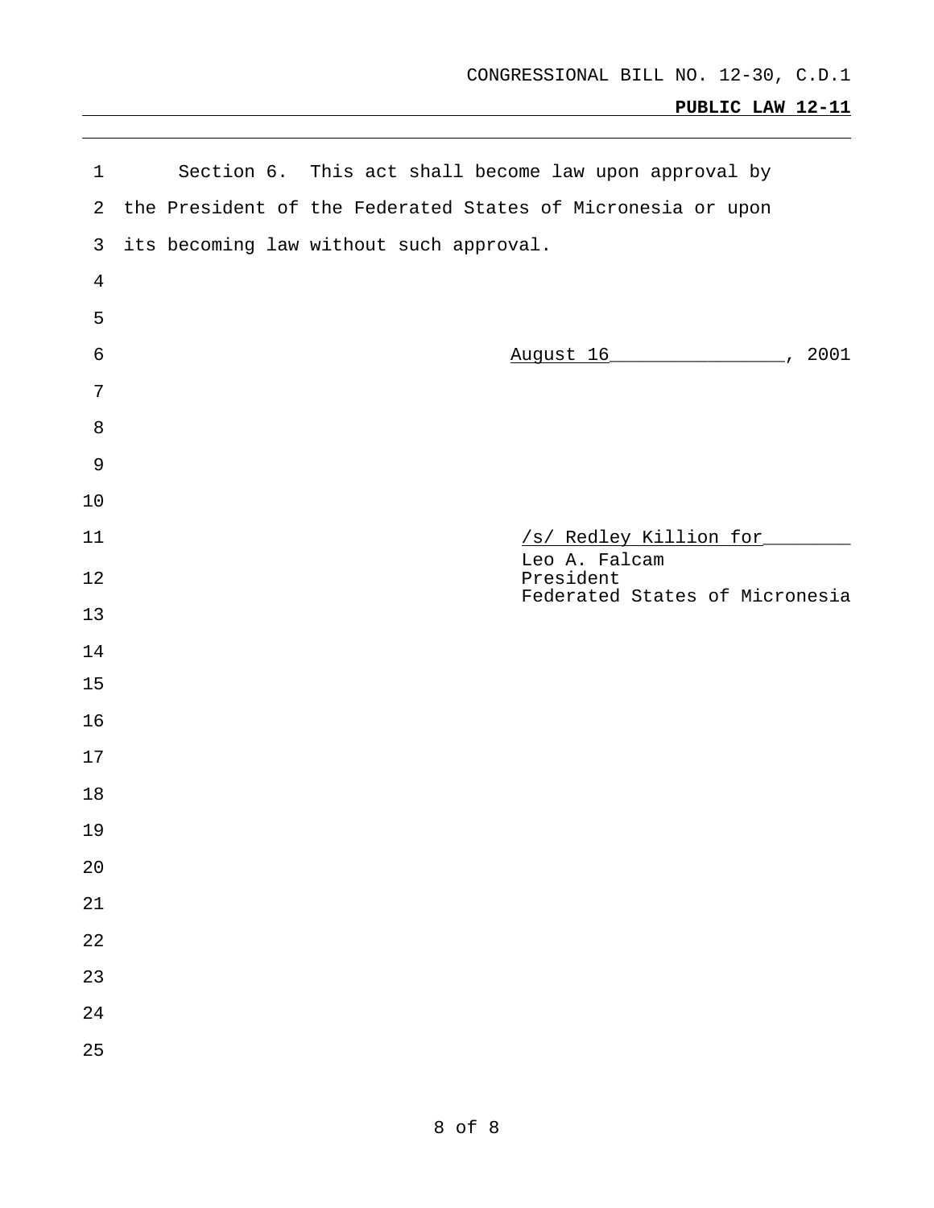Section 6. This act shall become law upon approval by the President of the Federated States of Micronesia or upon its becoming law without such approval.

August 16, 2001

/s/ Redley Killion for
Leo A. Falcam
President
Federated States of Micronesia